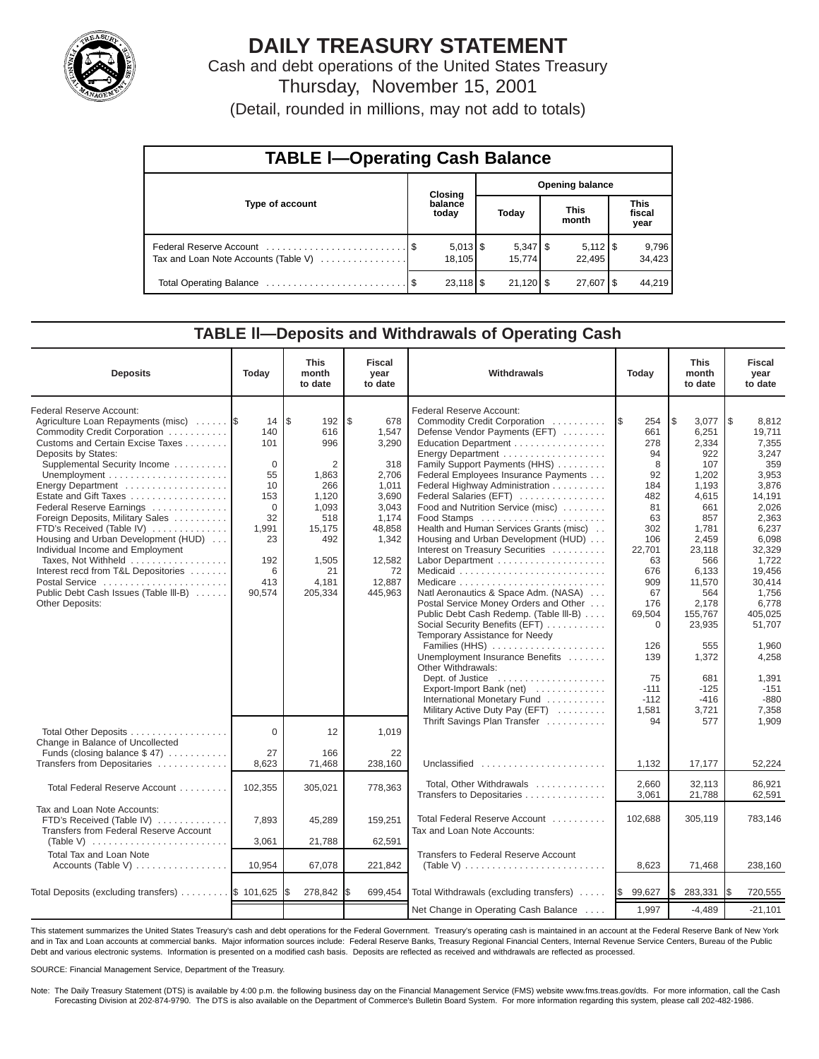# DAILY TREASURY STATEMENT

Cash and debt operations of the United States Treasury

Thursday, November 15, 2001

(Detail, rounded in millions, may not add to totals)

## TABLE I—Operating Cash Balance

| Type of account | Closing balance today | Opening balance Today | Opening balance This month | Opening balance This fiscal year |
|---|---|---|---|---|
| Federal Reserve Account | $ 5,013 | $ 5,347 | $ 5,112 | $ 9,796 |
| Tax and Loan Note Accounts (Table V) | 18,105 | 15,774 | 22,495 | 34,423 |
| Total Operating Balance | $ 23,118 | $ 21,120 | $ 27,607 | $ 44,219 |

## TABLE II—Deposits and Withdrawals of Operating Cash

| Deposits | Today | This month to date | Fiscal year to date | Withdrawals | Today | This month to date | Fiscal year to date |
|---|---|---|---|---|---|---|---|
| Federal Reserve Account: | | | | Federal Reserve Account: | | | |
| Agriculture Loan Repayments (misc) | $ 14 | $ 192 | $ 678 | Commodity Credit Corporation | $ 254 | $ 3,077 | $ 8,812 |
| Commodity Credit Corporation | 140 | 616 | 1,547 | Defense Vendor Payments (EFT) | 661 | 6,251 | 19,711 |
| Customs and Certain Excise Taxes | 101 | 996 | 3,290 | Education Department | 278 | 2,334 | 7,355 |
| Deposits by States: | | | | Energy Department | 94 | 922 | 3,247 |
| Supplemental Security Income | 0 | 2 | 318 | Family Support Payments (HHS) | 8 | 107 | 359 |
| Unemployment | 55 | 1,863 | 2,706 | Federal Employees Insurance Payments | 92 | 1,202 | 3,953 |
| Energy Department | 10 | 266 | 1,011 | Federal Highway Administration | 184 | 1,193 | 3,876 |
| Estate and Gift Taxes | 153 | 1,120 | 3,690 | Federal Salaries (EFT) | 482 | 4,615 | 14,191 |
| Federal Reserve Earnings | 0 | 1,093 | 3,043 | Food and Nutrition Service (misc) | 81 | 661 | 2,026 |
| Foreign Deposits, Military Sales | 32 | 518 | 1,174 | Food Stamps | 63 | 857 | 2,363 |
| FTD's Received (Table IV) | 1,991 | 15,175 | 48,858 | Health and Human Services Grants (misc) | 302 | 1,781 | 6,237 |
| Housing and Urban Development (HUD) | 23 | 492 | 1,342 | Housing and Urban Development (HUD) | 106 | 2,459 | 6,098 |
| Individual Income and Employment Taxes, Not Withheld | 192 | 1,505 | 12,582 | Interest on Treasury Securities | 22,701 | 23,118 | 32,329 |
| Interest recd from T&L Depositories | 6 | 21 | 72 | Labor Department | 63 | 566 | 1,722 |
| Postal Service | 413 | 4,181 | 12,887 | Medicaid | 676 | 6,133 | 19,456 |
| Public Debt Cash Issues (Table III-B) | 90,574 | 205,334 | 445,963 | Medicare | 909 | 11,570 | 30,414 |
| Other Deposits: | | | | Natl Aeronautics & Space Adm. (NASA) | 67 | 564 | 1,756 |
| | | | | Postal Service Money Orders and Other | 176 | 2,178 | 6,778 |
| | | | | Public Debt Cash Redemp. (Table III-B) | 69,504 | 155,767 | 405,025 |
| | | | | Social Security Benefits (EFT) | 0 | 23,935 | 51,707 |
| | | | | Temporary Assistance for Needy Families (HHS) | 126 | 555 | 1,960 |
| | | | | Unemployment Insurance Benefits | 139 | 1,372 | 4,258 |
| | | | | Other Withdrawals: | | | |
| | | | | Dept. of Justice | 75 | 681 | 1,391 |
| | | | | Export-Import Bank (net) | -111 | -125 | -151 |
| | | | | International Monetary Fund | -112 | -416 | -880 |
| | | | | Military Active Duty Pay (EFT) | 1,581 | 3,721 | 7,358 |
| | | | | Thrift Savings Plan Transfer | 94 | 577 | 1,909 |
| Total Other Deposits | 0 | 12 | 1,019 | | | | |
| Change in Balance of Uncollected Funds (closing balance $ 47) | 27 | 166 | 22 | | | | |
| Transfers from Depositaries | 8,623 | 71,468 | 238,160 | Unclassified | 1,132 | 17,177 | 52,224 |
| Total Federal Reserve Account | 102,355 | 305,021 | 778,363 | Total, Other Withdrawals | 2,660 | 32,113 | 86,921 |
| | | | | Transfers to Depositaries | 3,061 | 21,788 | 62,591 |
| Tax and Loan Note Accounts: | | | | Total Federal Reserve Account | 102,688 | 305,119 | 783,146 |
| FTD's Received (Table IV) | 7,893 | 45,289 | 159,251 | Tax and Loan Note Accounts: | | | |
| Transfers from Federal Reserve Account (Table V) | 3,061 | 21,788 | 62,591 | | | | |
| Total Tax and Loan Note Accounts (Table V) | 10,954 | 67,078 | 221,842 | Transfers to Federal Reserve Account (Table V) | 8,623 | 71,468 | 238,160 |
| Total Deposits (excluding transfers) | $ 101,625 | $ 278,842 | $ 699,454 | Total Withdrawals (excluding transfers) | $ 99,627 | $ 283,331 | $ 720,555 |
| | | | | Net Change in Operating Cash Balance | 1,997 | -4,489 | -21,101 |

This statement summarizes the United States Treasury's cash and debt operations for the Federal Government. Treasury's operating cash is maintained in an account at the Federal Reserve Bank of New York and in Tax and Loan accounts at commercial banks. Major information sources include: Federal Reserve Banks, Treasury Regional Financial Centers, Internal Revenue Service Centers, Bureau of the Public Debt and various electronic systems. Information is presented on a modified cash basis. Deposits are reflected as received and withdrawals are reflected as processed.

SOURCE: Financial Management Service, Department of the Treasury.

Note: The Daily Treasury Statement (DTS) is available by 4:00 p.m. the following business day on the Financial Management Service (FMS) website www.fms.treas.gov/dts. For more information, call the Cash Forecasting Division at 202-874-9790. The DTS is also available on the Department of Commerce's Bulletin Board System. For more information regarding this system, please call 202-482-1986.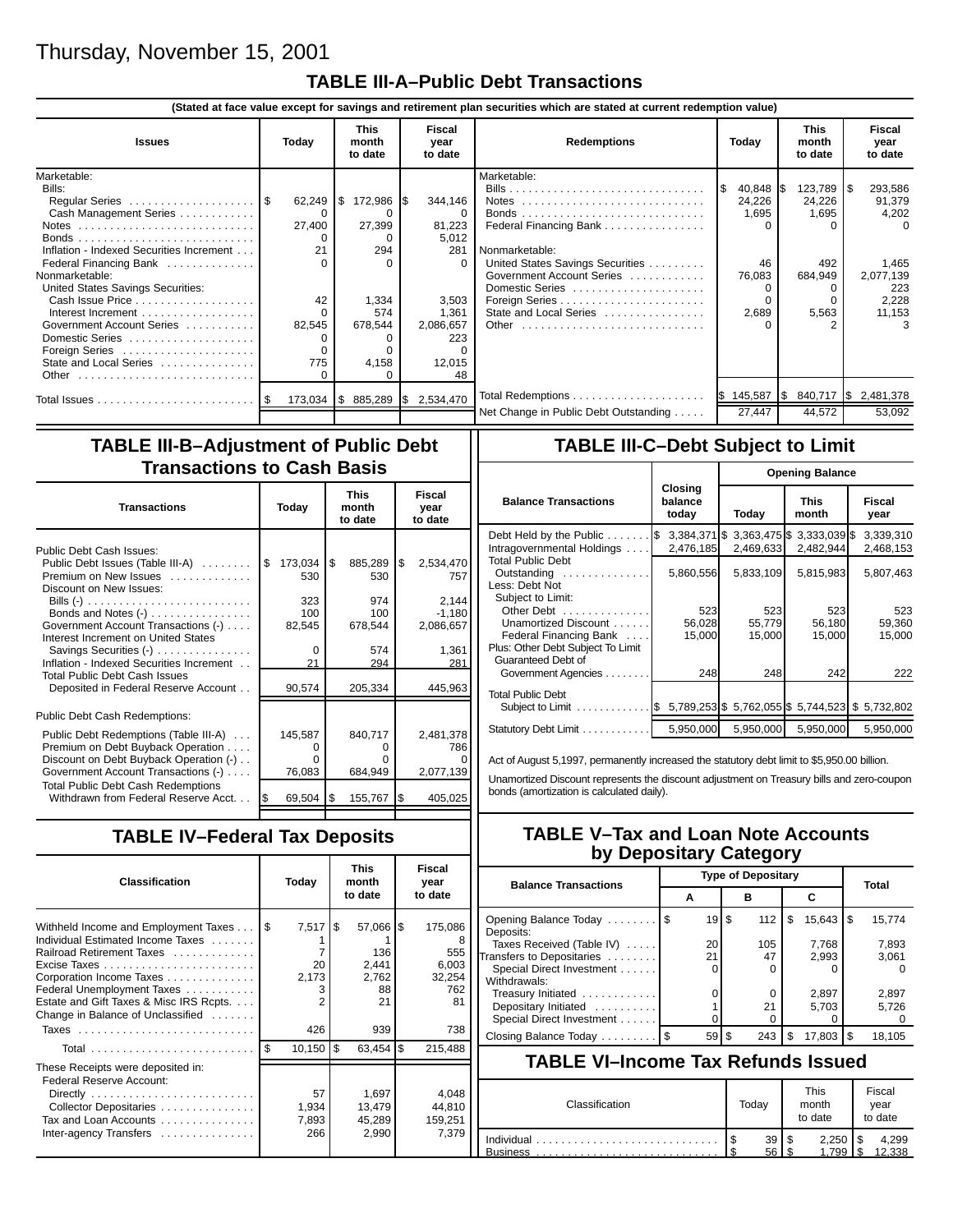Thursday, November 15, 2001

## TABLE III-A–Public Debt Transactions

(Stated at face value except for savings and retirement plan securities which are stated at current redemption value)

| Issues | Today | This month to date | Fiscal year to date |
|---|---|---|---|
| Marketable: | | | |
| Bills: | | | |
| Regular Series | $ 62,249 | $ 172,986 | $ 344,146 |
| Cash Management Series | 0 | 0 | 0 |
| Notes | 27,400 | 27,399 | 81,223 |
| Bonds | 0 | 0 | 5,012 |
| Inflation - Indexed Securities Increment | 21 | 294 | 281 |
| Federal Financing Bank | 0 | 0 | 0 |
| Nonmarketable: | | | |
| United States Savings Securities: | | | |
| Cash Issue Price | 42 | 1,334 | 3,503 |
| Interest Increment | 0 | 574 | 1,361 |
| Government Account Series | 82,545 | 678,544 | 2,086,657 |
| Domestic Series | 0 | 0 | 223 |
| Foreign Series | 0 | 0 | 0 |
| State and Local Series | 775 | 4,158 | 12,015 |
| Other | 0 | 0 | 48 |
| Total Issues | $ 173,034 | $ 885,289 | $ 2,534,470 |

| Redemptions | Today | This month to date | Fiscal year to date |
|---|---|---|---|
| Marketable: | | | |
| Bills | $ 40,848 | $ 123,789 | $ 293,586 |
| Notes | 24,226 | 24,226 | 91,379 |
| Bonds | 1,695 | 1,695 | 4,202 |
| Federal Financing Bank | 0 | 0 | 0 |
| Nonmarketable: | | | |
| United States Savings Securities | 46 | 492 | 1,465 |
| Government Account Series | 76,083 | 684,949 | 2,077,139 |
| Domestic Series | 0 | 0 | 223 |
| Foreign Series | 0 | 0 | 2,228 |
| State and Local Series | 2,689 | 5,563 | 11,153 |
| Other | 0 | 2 | 3 |
| Total Redemptions | $ 145,587 | $ 840,717 | $ 2,481,378 |
| Net Change in Public Debt Outstanding | 27,447 | 44,572 | 53,092 |

## TABLE III-B–Adjustment of Public Debt Transactions to Cash Basis

| Transactions | Today | This month to date | Fiscal year to date |
|---|---|---|---|
| Public Debt Cash Issues: | | | |
| Public Debt Issues (Table III-A) | $ 173,034 | $ 885,289 | $ 2,534,470 |
| Premium on New Issues | 530 | 530 | 757 |
| Discount on New Issues: | | | |
| Bills (-) | 323 | 974 | 2,144 |
| Bonds and Notes (-) | 100 | 100 | -1,180 |
| Government Account Transactions (-) | 82,545 | 678,544 | 2,086,657 |
| Interest Increment on United States Savings Securities (-) | 0 | 574 | 1,361 |
| Inflation - Indexed Securities Increment | 21 | 294 | 281 |
| Total Public Debt Cash Issues Deposited in Federal Reserve Account | 90,574 | 205,334 | 445,963 |
| Public Debt Cash Redemptions: | | | |
| Public Debt Redemptions (Table III-A) | 145,587 | 840,717 | 2,481,378 |
| Premium on Debt Buyback Operation | 0 | 0 | 786 |
| Discount on Debt Buyback Operation (-) | 0 | 0 | 0 |
| Government Account Transactions (-) | 76,083 | 684,949 | 2,077,139 |
| Total Public Debt Cash Redemptions Withdrawn from Federal Reserve Acct. | $ 69,504 | $ 155,767 | $ 405,025 |

## TABLE III-C–Debt Subject to Limit

| Balance Transactions | Closing balance today | Opening Balance Today | Opening Balance This month | Opening Balance Fiscal year |
|---|---|---|---|---|
| Debt Held by the Public | $ 3,384,371 | $ 3,363,475 | $ 3,333,039 | $ 3,339,310 |
| Intragovernmental Holdings | 2,476,185 | 2,469,633 | 2,482,944 | 2,468,153 |
| Total Public Debt Outstanding | 5,860,556 | 5,833,109 | 5,815,983 | 5,807,463 |
| Less: Debt Not Subject to Limit: | | | | |
| Other Debt | 523 | 523 | 523 | 523 |
| Unamortized Discount | 56,028 | 55,779 | 56,180 | 59,360 |
| Federal Financing Bank | 15,000 | 15,000 | 15,000 | 15,000 |
| Plus: Other Debt Subject to Limit Guaranteed Debt of Government Agencies | 248 | 248 | 242 | 222 |
| Total Public Debt Subject to Limit | $ 5,789,253 | $ 5,762,055 | $ 5,744,523 | $ 5,732,802 |
| Statutory Debt Limit | 5,950,000 | 5,950,000 | 5,950,000 | 5,950,000 |

Act of August 5,1997, permanently increased the statutory debt limit to $5,950.00 billion.

Unamortized Discount represents the discount adjustment on Treasury bills and zero-coupon bonds (amortization is calculated daily).

## TABLE IV–Federal Tax Deposits

| Classification | Today | This month to date | Fiscal year to date |
|---|---|---|---|
| Withheld Income and Employment Taxes | $ 7,517 | $ 57,066 | $ 175,086 |
| Individual Estimated Income Taxes | 1 | 1 | 8 |
| Railroad Retirement Taxes | 7 | 136 | 555 |
| Excise Taxes | 20 | 2,441 | 6,003 |
| Corporation Income Taxes | 2,173 | 2,762 | 32,254 |
| Federal Unemployment Taxes | 3 | 88 | 762 |
| Estate and Gift Taxes & Misc IRS Rcpts. | 2 | 21 | 81 |
| Change in Balance of Unclassified Taxes | 426 | 939 | 738 |
| Total | $ 10,150 | $ 63,454 | $ 215,488 |
| These Receipts were deposited in: | | | |
| Federal Reserve Account: | | | |
| Directly | 57 | 1,697 | 4,048 |
| Collector Depositaries | 1,934 | 13,479 | 44,810 |
| Tax and Loan Accounts | 7,893 | 45,289 | 159,251 |
| Inter-agency Transfers | 266 | 2,990 | 7,379 |

## TABLE V–Tax and Loan Note Accounts by Depositary Category

| Balance Transactions | Type of Depositary A | Type of Depositary B | Type of Depositary C | Total |
|---|---|---|---|---|
| Opening Balance Today | $ 19 | $ 112 | $ 15,643 | $ 15,774 |
| Deposits: | | | | |
| Taxes Received (Table IV) | 20 | 105 | 7,768 | 7,893 |
| Transfers to Depositaries | 21 | 47 | 2,993 | 3,061 |
| Special Direct Investment | 0 | 0 | 0 | 0 |
| Withdrawals: | | | | |
| Treasury Initiated | 0 | 0 | 2,897 | 2,897 |
| Depositary Initiated | 1 | 21 | 5,703 | 5,726 |
| Special Direct Investment | 0 | 0 | 0 | 0 |
| Closing Balance Today | $ 59 | $ 243 | $ 17,803 | $ 18,105 |

## TABLE VI–Income Tax Refunds Issued

| Classification | Today | This month to date | Fiscal year to date |
|---|---|---|---|
| Individual | $ 39 | $ 2,250 | $ 4,299 |
| Business | $ 56 | $ 1,799 | $ 12,338 |